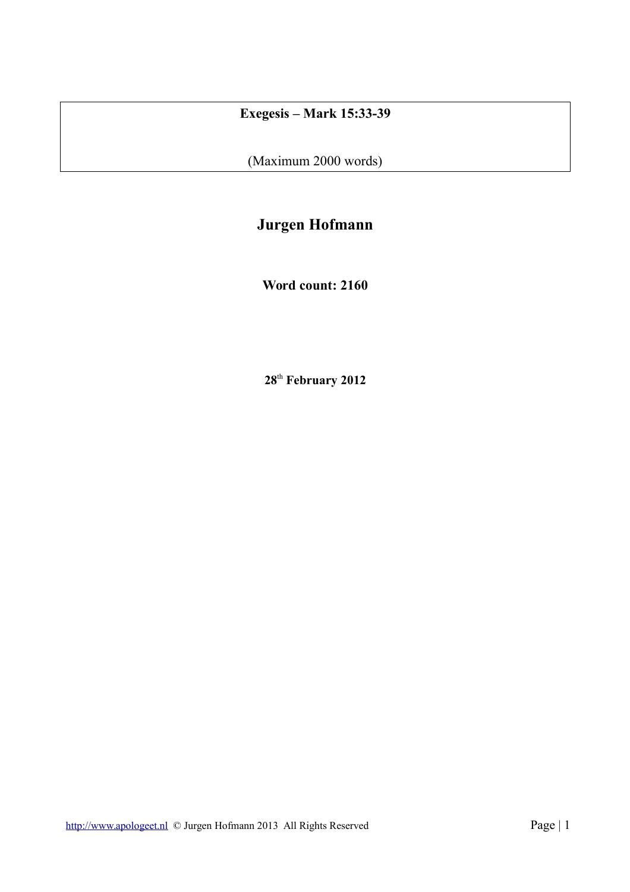**Exegesis – Mark 15:33-39**

(Maximum 2000 words)

# Jurgen Hofmann

**Word count: 2160**

**28th February 2012**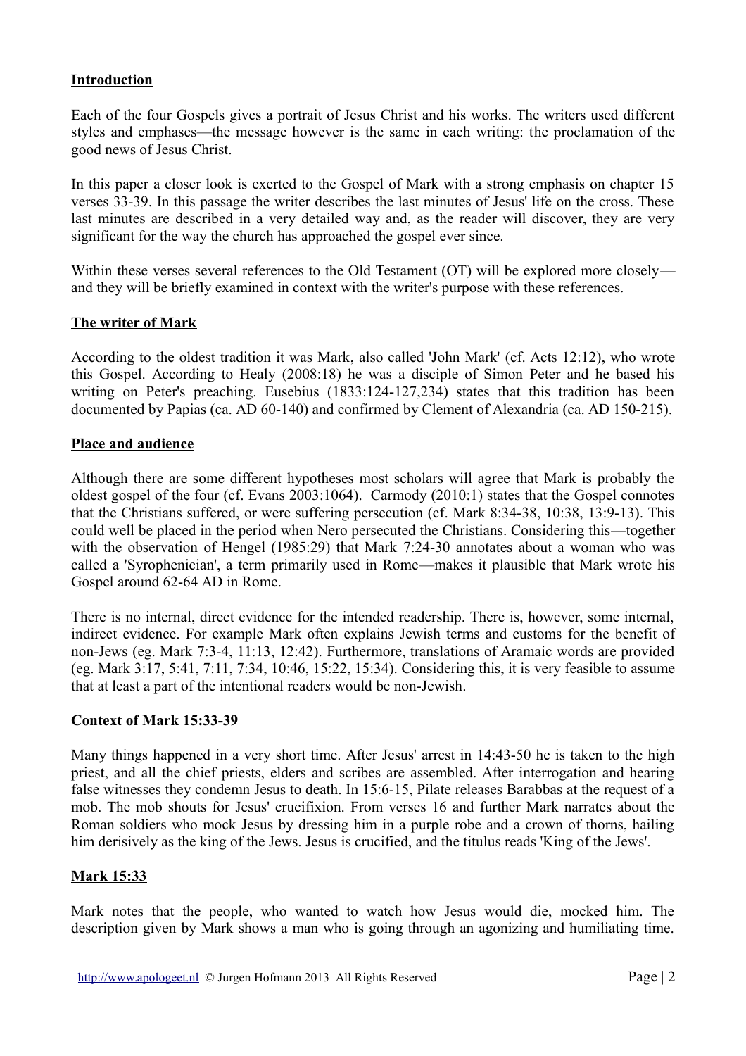## Introduction

Each of the four Gospels gives a portrait of Jesus Christ and his works. The writers used different styles and emphases—the message however is the same in each writing: the proclamation of the good news of Jesus Christ.

In this paper a closer look is exerted to the Gospel of Mark with a strong emphasis on chapter 15 verses 33-39. In this passage the writer describes the last minutes of Jesus' life on the cross. These last minutes are described in a very detailed way and, as the reader will discover, they are very significant for the way the church has approached the gospel ever since.

Within these verses several references to the Old Testament (OT) will be explored more closely—and they will be briefly examined in context with the writer's purpose with these references.

## The writer of Mark

According to the oldest tradition it was Mark, also called 'John Mark' (cf. Acts 12:12), who wrote this Gospel. According to Healy (2008:18) he was a disciple of Simon Peter and he based his writing on Peter's preaching. Eusebius (1833:124-127,234) states that this tradition has been documented by Papias (ca. AD 60-140) and confirmed by Clement of Alexandria (ca. AD 150-215).

## Place and audience

Although there are some different hypotheses most scholars will agree that Mark is probably the oldest gospel of the four (cf. Evans 2003:1064). Carmody (2010:1) states that the Gospel connotes that the Christians suffered, or were suffering persecution (cf. Mark 8:34-38, 10:38, 13:9-13). This could well be placed in the period when Nero persecuted the Christians. Considering this—together with the observation of Hengel (1985:29) that Mark 7:24-30 annotates about a woman who was called a 'Syrophenician', a term primarily used in Rome—makes it plausible that Mark wrote his Gospel around 62-64 AD in Rome.

There is no internal, direct evidence for the intended readership. There is, however, some internal, indirect evidence. For example Mark often explains Jewish terms and customs for the benefit of non-Jews (eg. Mark 7:3-4, 11:13, 12:42). Furthermore, translations of Aramaic words are provided (eg. Mark 3:17, 5:41, 7:11, 7:34, 10:46, 15:22, 15:34). Considering this, it is very feasible to assume that at least a part of the intentional readers would be non-Jewish.

## Context of Mark 15:33-39

Many things happened in a very short time. After Jesus' arrest in 14:43-50 he is taken to the high priest, and all the chief priests, elders and scribes are assembled. After interrogation and hearing false witnesses they condemn Jesus to death. In 15:6-15, Pilate releases Barabbas at the request of a mob. The mob shouts for Jesus' crucifixion. From verses 16 and further Mark narrates about the Roman soldiers who mock Jesus by dressing him in a purple robe and a crown of thorns, hailing him derisively as the king of the Jews. Jesus is crucified, and the titulus reads 'King of the Jews'.

## Mark 15:33

Mark notes that the people, who wanted to watch how Jesus would die, mocked him. The description given by Mark shows a man who is going through an agonizing and humiliating time.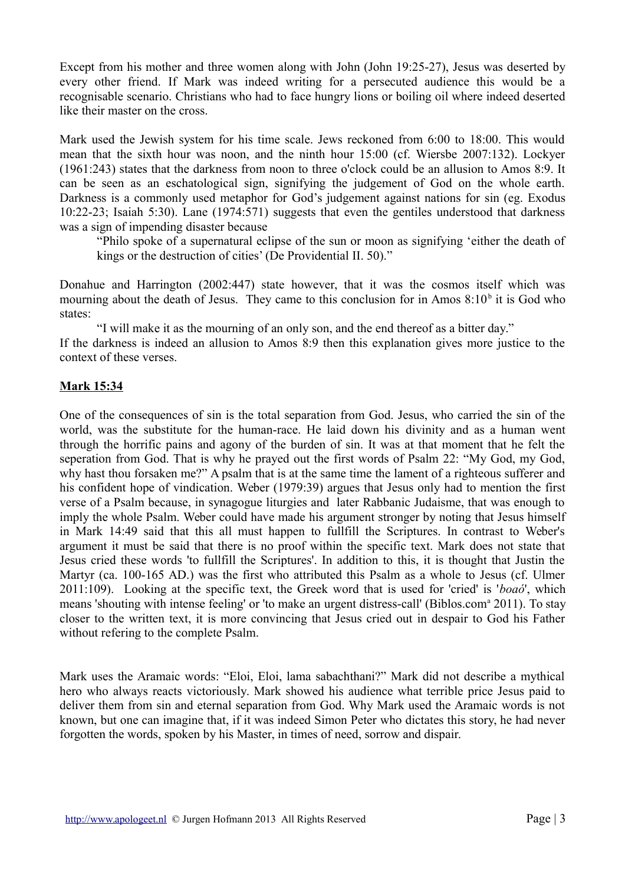Except from his mother and three women along with John (John 19:25-27), Jesus was deserted by every other friend. If Mark was indeed writing for a persecuted audience this would be a recognisable scenario. Christians who had to face hungry lions or boiling oil where indeed deserted like their master on the cross.

Mark used the Jewish system for his time scale. Jews reckoned from 6:00 to 18:00. This would mean that the sixth hour was noon, and the ninth hour 15:00 (cf. Wiersbe 2007:132). Lockyer (1961:243) states that the darkness from noon to three o'clock could be an allusion to Amos 8:9. It can be seen as an eschatological sign, signifying the judgement of God on the whole earth. Darkness is a commonly used metaphor for God's judgement against nations for sin (eg. Exodus 10:22-23; Isaiah 5:30). Lane (1974:571) suggests that even the gentiles understood that darkness was a sign of impending disaster because

> "Philo spoke of a supernatural eclipse of the sun or moon as signifying 'either the death of kings or the destruction of cities' (De Providential II. 50)."

Donahue and Harrington (2002:447) state however, that it was the cosmos itself which was mourning about the death of Jesus. They came to this conclusion for in Amos 8:10[b] it is God who states:

> "I will make it as the mourning of an only son, and the end thereof as a bitter day."

If the darkness is indeed an allusion to Amos 8:9 then this explanation gives more justice to the context of these verses.

**Mark 15:34**

One of the consequences of sin is the total separation from God. Jesus, who carried the sin of the world, was the substitute for the human-race. He laid down his divinity and as a human went through the horrific pains and agony of the burden of sin. It was at that moment that he felt the seperation from God. That is why he prayed out the first words of Psalm 22: "My God, my God, why hast thou forsaken me?" A psalm that is at the same time the lament of a righteous sufferer and his confident hope of vindication. Weber (1979:39) argues that Jesus only had to mention the first verse of a Psalm because, in synagogue liturgies and later Rabbanic Judaisme, that was enough to imply the whole Psalm. Weber could have made his argument stronger by noting that Jesus himself in Mark 14:49 said that this all must happen to fullfill the Scriptures. In contrast to Weber's argument it must be said that there is no proof within the specific text. Mark does not state that Jesus cried these words 'to fullfill the Scriptures'. In addition to this, it is thought that Justin the Martyr (ca. 100-165 AD.) was the first who attributed this Psalm as a whole to Jesus (cf. Ulmer 2011:109). Looking at the specific text, the Greek word that is used for 'cried' is '*boaó*', which means 'shouting with intense feeling' or 'to make an urgent distress-call' (Biblos.com[a] 2011). To stay closer to the written text, it is more convincing that Jesus cried out in despair to God his Father without refering to the complete Psalm.

Mark uses the Aramaic words: "Eloi, Eloi, lama sabachthani?" Mark did not describe a mythical hero who always reacts victoriously. Mark showed his audience what terrible price Jesus paid to deliver them from sin and eternal separation from God. Why Mark used the Aramaic words is not known, but one can imagine that, if it was indeed Simon Peter who dictates this story, he had never forgotten the words, spoken by his Master, in times of need, sorrow and dispair.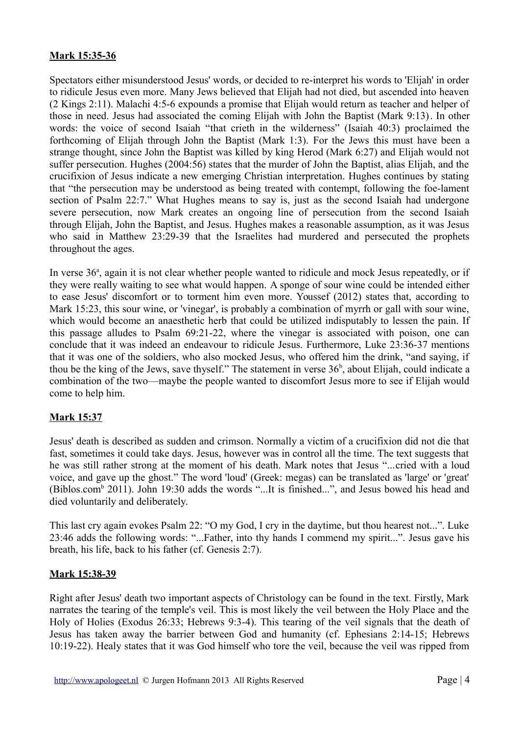**Mark 15:35-36**

Spectators either misunderstood Jesus' words, or decided to re-interpret his words to 'Elijah' in order to ridicule Jesus even more. Many Jews believed that Elijah had not died, but ascended into heaven (2 Kings 2:11). Malachi 4:5-6 expounds a promise that Elijah would return as teacher and helper of those in need. Jesus had associated the coming Elijah with John the Baptist (Mark 9:13). In other words: the voice of second Isaiah "that crieth in the wilderness" (Isaiah 40:3) proclaimed the forthcoming of Elijah through John the Baptist (Mark 1:3). For the Jews this must have been a strange thought, since John the Baptist was killed by king Herod (Mark 6:27) and Elijah would not suffer persecution. Hughes (2004:56) states that the murder of John the Baptist, alias Elijah, and the crucifixion of Jesus indicate a new emerging Christian interpretation. Hughes continues by stating that "the persecution may be understood as being treated with contempt, following the foe-lament section of Psalm 22:7." What Hughes means to say is, just as the second Isaiah had undergone severe persecution, now Mark creates an ongoing line of persecution from the second Isaiah through Elijah, John the Baptist, and Jesus. Hughes makes a reasonable assumption, as it was Jesus who said in Matthew 23:29-39 that the Israelites had murdered and persecuted the prophets throughout the ages.

In verse 36[a], again it is not clear whether people wanted to ridicule and mock Jesus repeatedly, or if they were really waiting to see what would happen. A sponge of sour wine could be intended either to ease Jesus' discomfort or to torment him even more. Youssef (2012) states that, according to Mark 15:23, this sour wine, or 'vinegar', is probably a combination of myrrh or gall with sour wine, which would become an anaesthetic herb that could be utilized indisputably to lessen the pain. If this passage alludes to Psalm 69:21-22, where the vinegar is associated with poison, one can conclude that it was indeed an endeavour to ridicule Jesus. Furthermore, Luke 23:36-37 mentions that it was one of the soldiers, who also mocked Jesus, who offered him the drink, "and saying, if thou be the king of the Jews, save thyself." The statement in verse 36[b], about Elijah, could indicate a combination of the two—maybe the people wanted to discomfort Jesus more to see if Elijah would come to help him.

**Mark 15:37**

Jesus' death is described as sudden and crimson. Normally a victim of a crucifixion did not die that fast, sometimes it could take days. Jesus, however was in control all the time. The text suggests that he was still rather strong at the moment of his death. Mark notes that Jesus "...cried with a loud voice, and gave up the ghost." The word 'loud' (Greek: megas) can be translated as 'large' or 'great' (Biblos.com[b] 2011). John 19:30 adds the words "...It is finished...", and Jesus bowed his head and died voluntarily and deliberately.

This last cry again evokes Psalm 22: "O my God, I cry in the daytime, but thou hearest not...". Luke 23:46 adds the following words: "...Father, into thy hands I commend my spirit...". Jesus gave his breath, his life, back to his father (cf. Genesis 2:7).

**Mark 15:38-39**

Right after Jesus' death two important aspects of Christology can be found in the text. Firstly, Mark narrates the tearing of the temple's veil. This is most likely the veil between the Holy Place and the Holy of Holies (Exodus 26:33; Hebrews 9:3-4). This tearing of the veil signals that the death of Jesus has taken away the barrier between God and humanity (cf. Ephesians 2:14-15; Hebrews 10:19-22). Healy states that it was God himself who tore the veil, because the veil was ripped from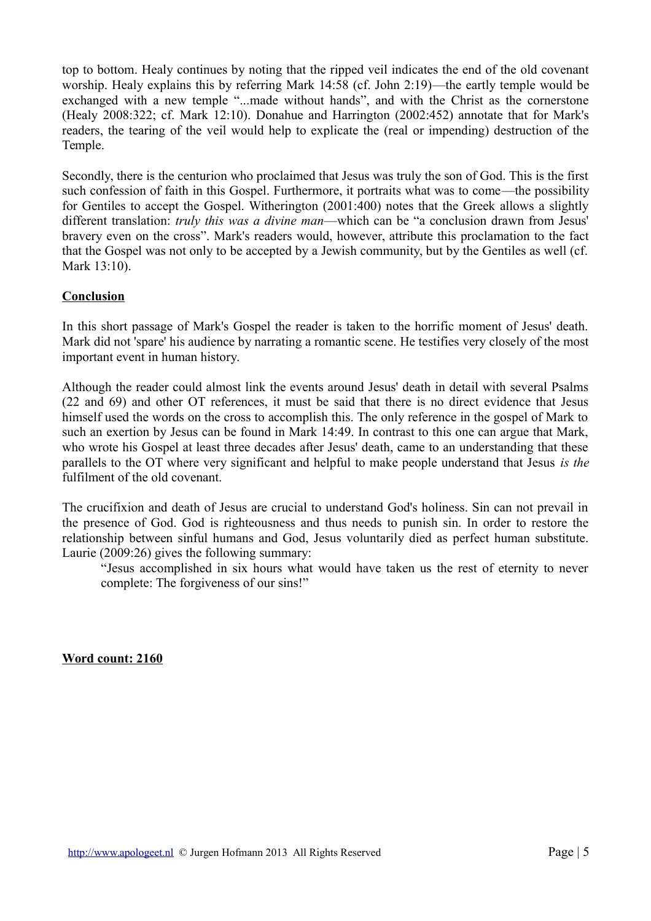top to bottom. Healy continues by noting that the ripped veil indicates the end of the old covenant worship. Healy explains this by referring Mark 14:58 (cf. John 2:19)—the eartly temple would be exchanged with a new temple "...made without hands", and with the Christ as the cornerstone (Healy 2008:322; cf. Mark 12:10). Donahue and Harrington (2002:452) annotate that for Mark's readers, the tearing of the veil would help to explicate the (real or impending) destruction of the Temple.

Secondly, there is the centurion who proclaimed that Jesus was truly the son of God. This is the first such confession of faith in this Gospel. Furthermore, it portraits what was to come—the possibility for Gentiles to accept the Gospel. Witherington (2001:400) notes that the Greek allows a slightly different translation: *truly this was a divine man*—which can be "a conclusion drawn from Jesus' bravery even on the cross". Mark's readers would, however, attribute this proclamation to the fact that the Gospel was not only to be accepted by a Jewish community, but by the Gentiles as well (cf. Mark 13:10).

## Conclusion

In this short passage of Mark's Gospel the reader is taken to the horrific moment of Jesus' death. Mark did not 'spare' his audience by narrating a romantic scene. He testifies very closely of the most important event in human history.

Although the reader could almost link the events around Jesus' death in detail with several Psalms (22 and 69) and other OT references, it must be said that there is no direct evidence that Jesus himself used the words on the cross to accomplish this. The only reference in the gospel of Mark to such an exertion by Jesus can be found in Mark 14:49. In contrast to this one can argue that Mark, who wrote his Gospel at least three decades after Jesus' death, came to an understanding that these parallels to the OT where very significant and helpful to make people understand that Jesus *is the* fulfilment of the old covenant.

The crucifixion and death of Jesus are crucial to understand God's holiness. Sin can not prevail in the presence of God. God is righteousness and thus needs to punish sin. In order to restore the relationship between sinful humans and God, Jesus voluntarily died as perfect human substitute. Laurie (2009:26) gives the following summary:

> "Jesus accomplished in six hours what would have taken us the rest of eternity to never complete: The forgiveness of our sins!"

**Word count: 2160**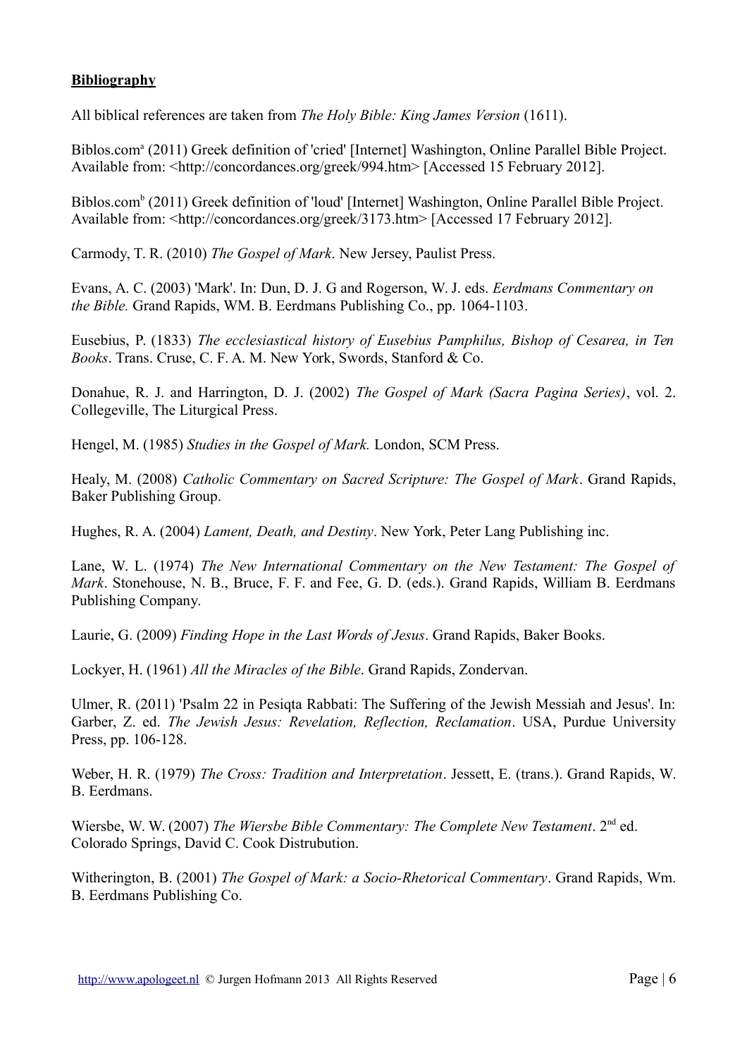**Bibliography**

All biblical references are taken from *The Holy Bible: King James Version* (1611).

Biblos.com[a] (2011) Greek definition of 'cried' [Internet] Washington, Online Parallel Bible Project. Available from: <http://concordances.org/greek/994.htm> [Accessed 15 February 2012].

Biblos.com[b] (2011) Greek definition of 'loud' [Internet] Washington, Online Parallel Bible Project. Available from: <http://concordances.org/greek/3173.htm> [Accessed 17 February 2012].

Carmody, T. R. (2010) *The Gospel of Mark*. New Jersey, Paulist Press.

Evans, A. C. (2003) 'Mark'. In: Dun, D. J. G and Rogerson, W. J. eds. *Eerdmans Commentary on the Bible.* Grand Rapids, WM. B. Eerdmans Publishing Co., pp. 1064-1103.

Eusebius, P. (1833) *The ecclesiastical history of Eusebius Pamphilus, Bishop of Cesarea, in Ten Books*. Trans. Cruse, C. F. A. M. New York, Swords, Stanford & Co.

Donahue, R. J. and Harrington, D. J. (2002) *The Gospel of Mark (Sacra Pagina Series)*, vol. 2. Collegeville, The Liturgical Press.

Hengel, M. (1985) *Studies in the Gospel of Mark.* London, SCM Press.

Healy, M. (2008) *Catholic Commentary on Sacred Scripture: The Gospel of Mark*. Grand Rapids, Baker Publishing Group.

Hughes, R. A. (2004) *Lament, Death, and Destiny*. New York, Peter Lang Publishing inc.

Lane, W. L. (1974) *The New International Commentary on the New Testament: The Gospel of Mark*. Stonehouse, N. B., Bruce, F. F. and Fee, G. D. (eds.). Grand Rapids, William B. Eerdmans Publishing Company.

Laurie, G. (2009) *Finding Hope in the Last Words of Jesus*. Grand Rapids, Baker Books.

Lockyer, H. (1961) *All the Miracles of the Bible*. Grand Rapids, Zondervan.

Ulmer, R. (2011) 'Psalm 22 in Pesiqta Rabbati: The Suffering of the Jewish Messiah and Jesus'. In: Garber, Z. ed. *The Jewish Jesus: Revelation, Reflection, Reclamation*. USA, Purdue University Press, pp. 106-128.

Weber, H. R. (1979) *The Cross: Tradition and Interpretation*. Jessett, E. (trans.). Grand Rapids, W. B. Eerdmans.

Wiersbe, W. W. (2007) *The Wiersbe Bible Commentary: The Complete New Testament*. 2nd ed. Colorado Springs, David C. Cook Distrubution.

Witherington, B. (2001) *The Gospel of Mark: a Socio-Rhetorical Commentary*. Grand Rapids, Wm. B. Eerdmans Publishing Co.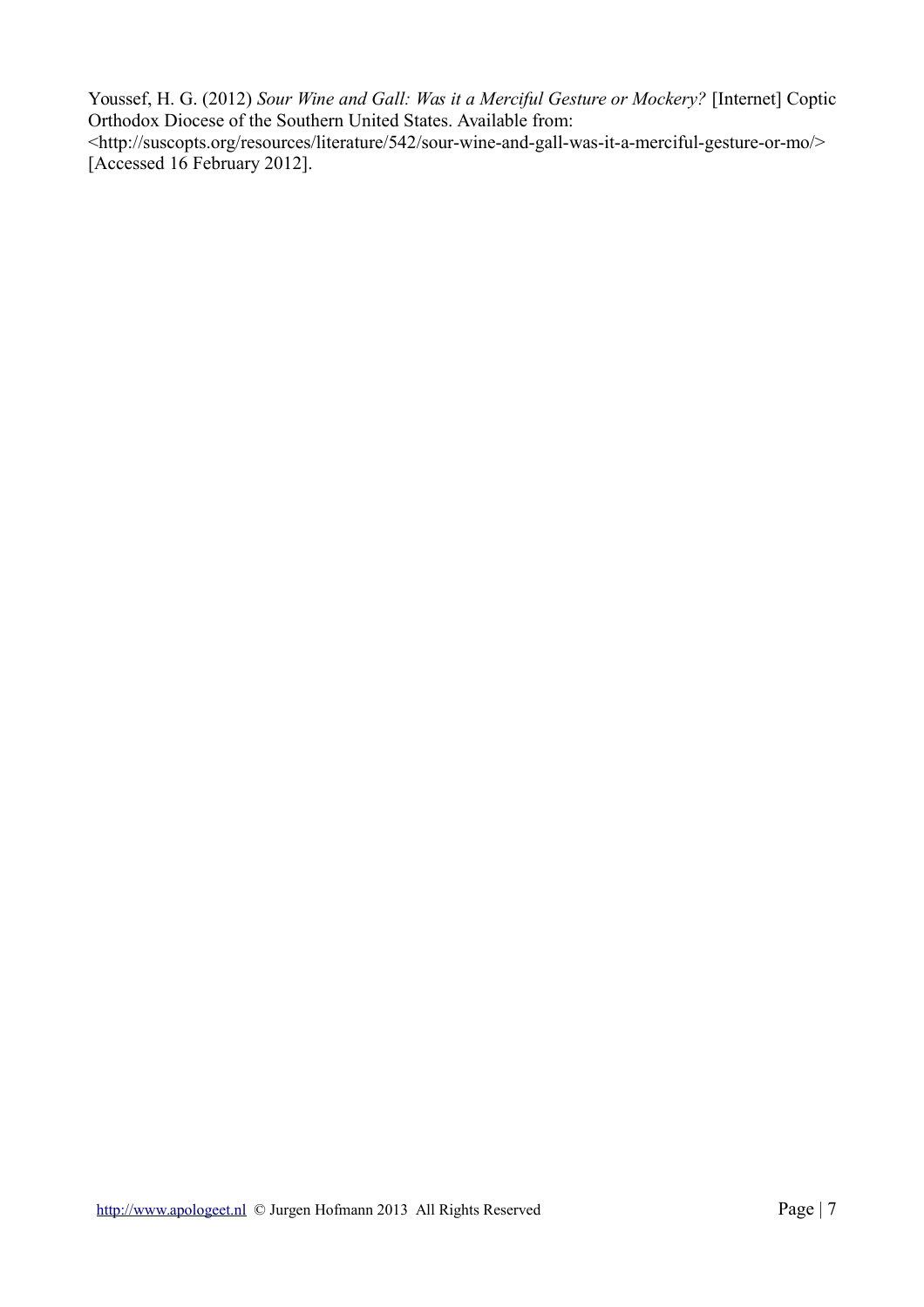Youssef, H. G. (2012) *Sour Wine and Gall: Was it a Merciful Gesture or Mockery?* [Internet] Coptic Orthodox Diocese of the Southern United States. Available from: <http://suscopts.org/resources/literature/542/sour-wine-and-gall-was-it-a-merciful-gesture-or-mo/> [Accessed 16 February 2012].